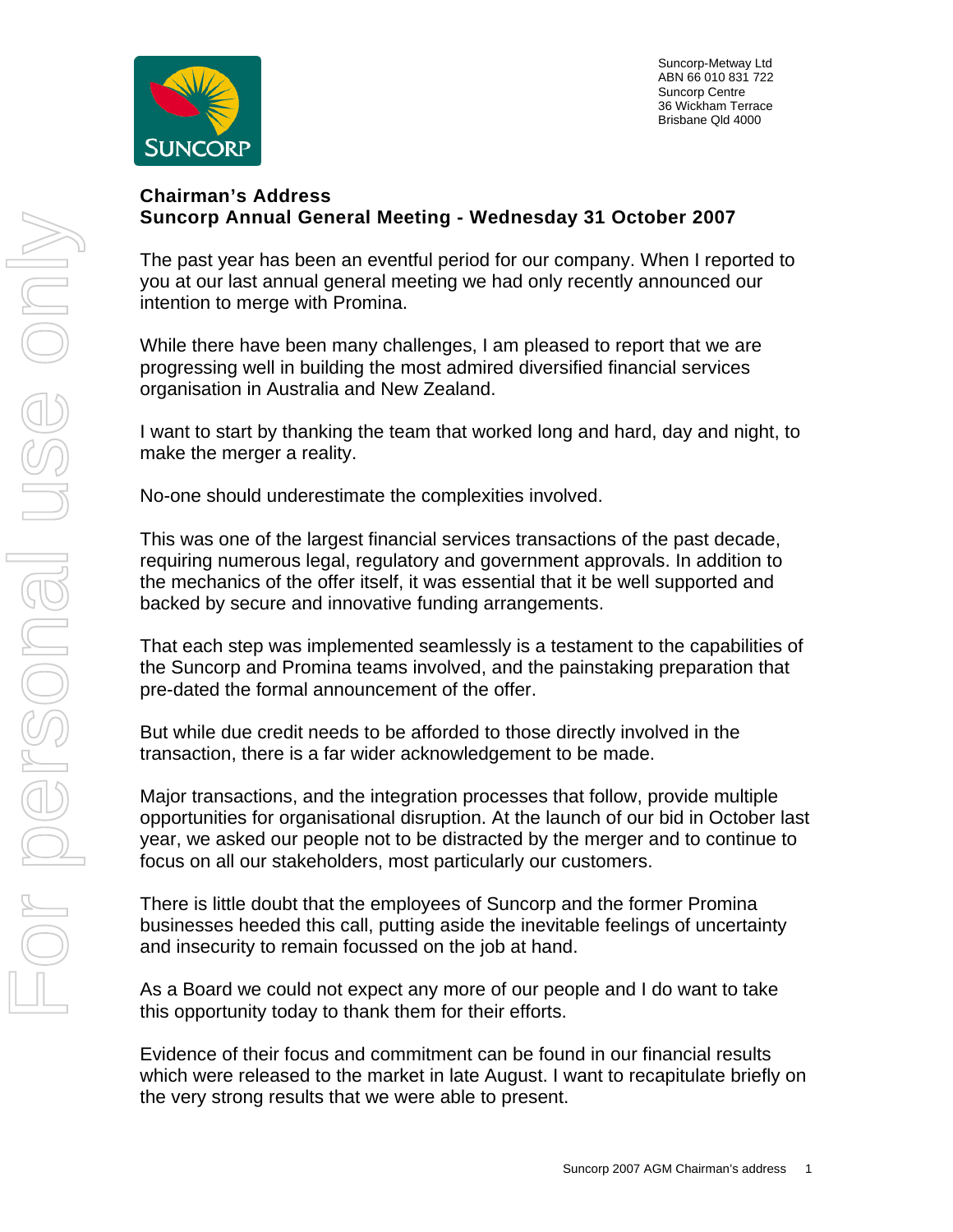Suncorp-Metway Ltd
ABN 66 010 831 722
Suncorp Centre
36 Wickham Terrace
Brisbane Qld 4000

**Chairman's Address**
**Suncorp Annual General Meeting - Wednesday 31 October 2007**

The past year has been an eventful period for our company. When I reported to you at our last annual general meeting we had only recently announced our intention to merge with Promina.

While there have been many challenges, I am pleased to report that we are progressing well in building the most admired diversified financial services organisation in Australia and New Zealand.

I want to start by thanking the team that worked long and hard, day and night, to make the merger a reality.

No-one should underestimate the complexities involved.

This was one of the largest financial services transactions of the past decade, requiring numerous legal, regulatory and government approvals. In addition to the mechanics of the offer itself, it was essential that it be well supported and backed by secure and innovative funding arrangements.

That each step was implemented seamlessly is a testament to the capabilities of the Suncorp and Promina teams involved, and the painstaking preparation that pre-dated the formal announcement of the offer.

But while due credit needs to be afforded to those directly involved in the transaction, there is a far wider acknowledgement to be made.

Major transactions, and the integration processes that follow, provide multiple opportunities for organisational disruption. At the launch of our bid in October last year, we asked our people not to be distracted by the merger and to continue to focus on all our stakeholders, most particularly our customers.

There is little doubt that the employees of Suncorp and the former Promina businesses heeded this call, putting aside the inevitable feelings of uncertainty and insecurity to remain focussed on the job at hand.

As a Board we could not expect any more of our people and I do want to take this opportunity today to thank them for their efforts.

Evidence of their focus and commitment can be found in our financial results which were released to the market in late August. I want to recapitulate briefly on the very strong results that we were able to present.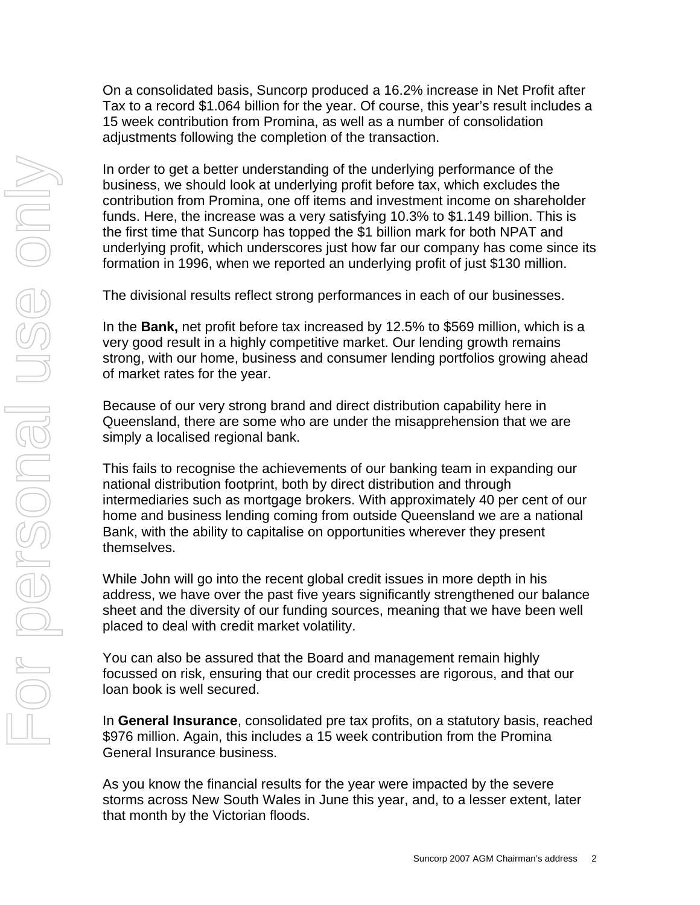On a consolidated basis, Suncorp produced a 16.2% increase in Net Profit after Tax to a record $1.064 billion for the year. Of course, this year's result includes a 15 week contribution from Promina, as well as a number of consolidation adjustments following the completion of the transaction.

In order to get a better understanding of the underlying performance of the business, we should look at underlying profit before tax, which excludes the contribution from Promina, one off items and investment income on shareholder funds. Here, the increase was a very satisfying 10.3% to $1.149 billion. This is the first time that Suncorp has topped the $1 billion mark for both NPAT and underlying profit, which underscores just how far our company has come since its formation in 1996, when we reported an underlying profit of just $130 million.

The divisional results reflect strong performances in each of our businesses.

In the **Bank,** net profit before tax increased by 12.5% to $569 million, which is a very good result in a highly competitive market. Our lending growth remains strong, with our home, business and consumer lending portfolios growing ahead of market rates for the year.

Because of our very strong brand and direct distribution capability here in Queensland, there are some who are under the misapprehension that we are simply a localised regional bank.

This fails to recognise the achievements of our banking team in expanding our national distribution footprint, both by direct distribution and through intermediaries such as mortgage brokers. With approximately 40 per cent of our home and business lending coming from outside Queensland we are a national Bank, with the ability to capitalise on opportunities wherever they present themselves.

While John will go into the recent global credit issues in more depth in his address, we have over the past five years significantly strengthened our balance sheet and the diversity of our funding sources, meaning that we have been well placed to deal with credit market volatility.

You can also be assured that the Board and management remain highly focussed on risk, ensuring that our credit processes are rigorous, and that our loan book is well secured.

In **General Insurance**, consolidated pre tax profits, on a statutory basis, reached $976 million. Again, this includes a 15 week contribution from the Promina General Insurance business.

As you know the financial results for the year were impacted by the severe storms across New South Wales in June this year, and, to a lesser extent, later that month by the Victorian floods.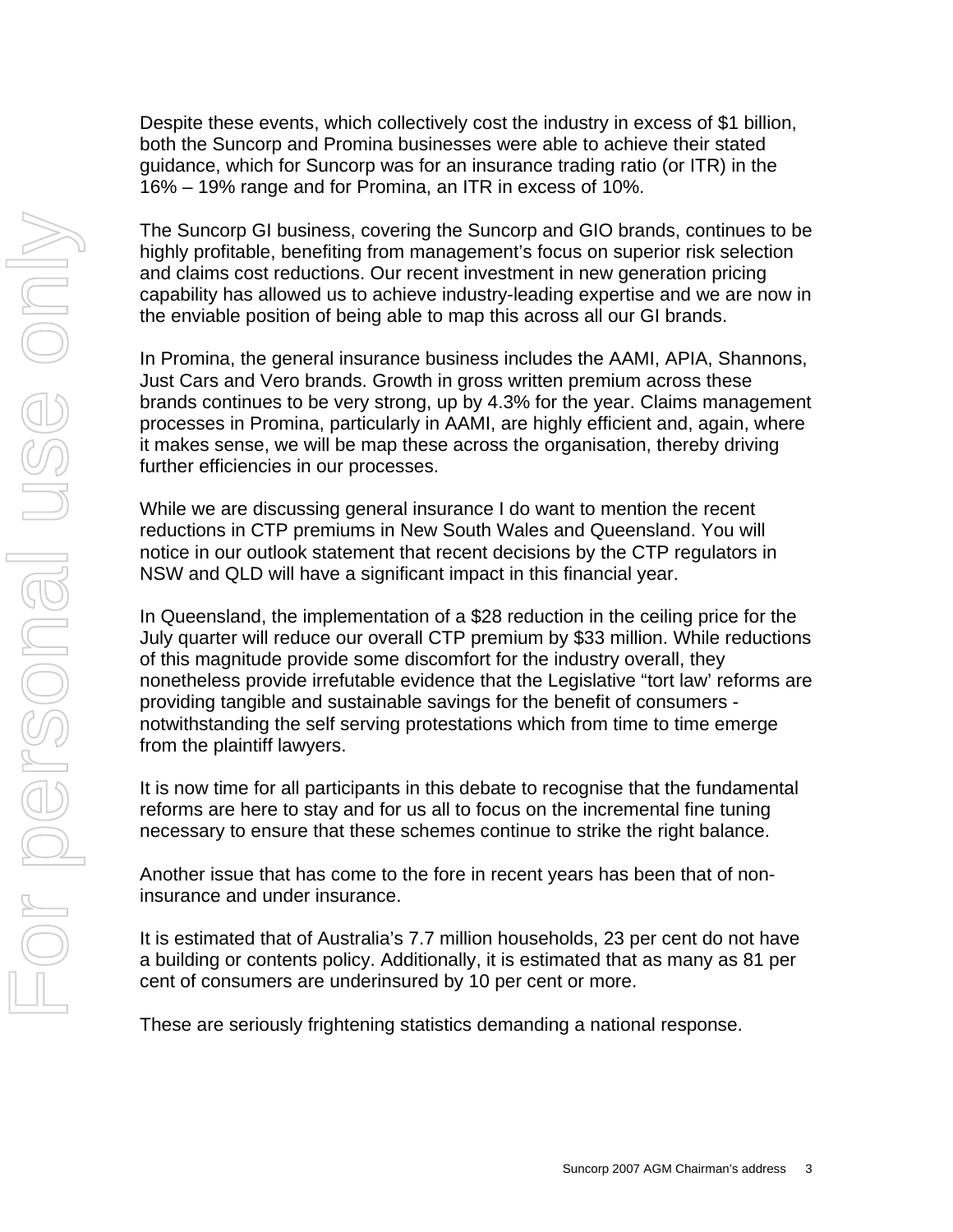Despite these events, which collectively cost the industry in excess of $1 billion, both the Suncorp and Promina businesses were able to achieve their stated guidance, which for Suncorp was for an insurance trading ratio (or ITR) in the 16% – 19% range and for Promina, an ITR in excess of 10%.

The Suncorp GI business, covering the Suncorp and GIO brands, continues to be highly profitable, benefiting from management's focus on superior risk selection and claims cost reductions. Our recent investment in new generation pricing capability has allowed us to achieve industry-leading expertise and we are now in the enviable position of being able to map this across all our GI brands.

In Promina, the general insurance business includes the AAMI, APIA, Shannons, Just Cars and Vero brands. Growth in gross written premium across these brands continues to be very strong, up by 4.3% for the year. Claims management processes in Promina, particularly in AAMI, are highly efficient and, again, where it makes sense, we will be map these across the organisation, thereby driving further efficiencies in our processes.

While we are discussing general insurance I do want to mention the recent reductions in CTP premiums in New South Wales and Queensland. You will notice in our outlook statement that recent decisions by the CTP regulators in NSW and QLD will have a significant impact in this financial year.

In Queensland, the implementation of a $28 reduction in the ceiling price for the July quarter will reduce our overall CTP premium by $33 million. While reductions of this magnitude provide some discomfort for the industry overall, they nonetheless provide irrefutable evidence that the Legislative "tort law' reforms are providing tangible and sustainable savings for the benefit of consumers - notwithstanding the self serving protestations which from time to time emerge from the plaintiff lawyers.

It is now time for all participants in this debate to recognise that the fundamental reforms are here to stay and for us all to focus on the incremental fine tuning necessary to ensure that these schemes continue to strike the right balance.

Another issue that has come to the fore in recent years has been that of non-insurance and under insurance.

It is estimated that of Australia's 7.7 million households, 23 per cent do not have a building or contents policy. Additionally, it is estimated that as many as 81 per cent of consumers are underinsured by 10 per cent or more.

These are seriously frightening statistics demanding a national response.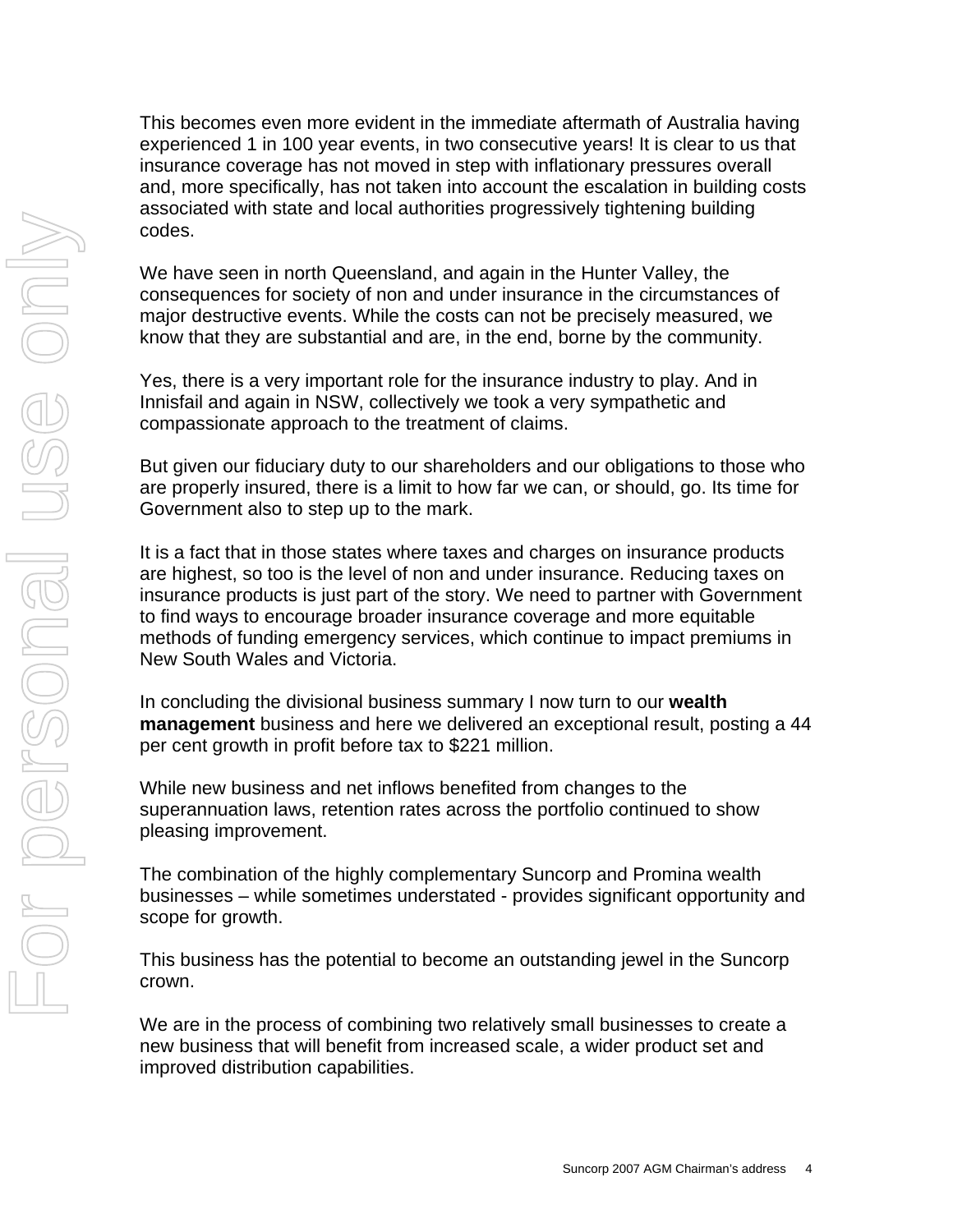This becomes even more evident in the immediate aftermath of Australia having experienced 1 in 100 year events, in two consecutive years! It is clear to us that insurance coverage has not moved in step with inflationary pressures overall and, more specifically, has not taken into account the escalation in building costs associated with state and local authorities progressively tightening building codes.

We have seen in north Queensland, and again in the Hunter Valley, the consequences for society of non and under insurance in the circumstances of major destructive events. While the costs can not be precisely measured, we know that they are substantial and are, in the end, borne by the community.

Yes, there is a very important role for the insurance industry to play. And in Innisfail and again in NSW, collectively we took a very sympathetic and compassionate approach to the treatment of claims.

But given our fiduciary duty to our shareholders and our obligations to those who are properly insured, there is a limit to how far we can, or should, go. Its time for Government also to step up to the mark.

It is a fact that in those states where taxes and charges on insurance products are highest, so too is the level of non and under insurance. Reducing taxes on insurance products is just part of the story. We need to partner with Government to find ways to encourage broader insurance coverage and more equitable methods of funding emergency services, which continue to impact premiums in New South Wales and Victoria.

In concluding the divisional business summary I now turn to our **wealth management** business and here we delivered an exceptional result, posting a 44 per cent growth in profit before tax to $221 million.

While new business and net inflows benefited from changes to the superannuation laws, retention rates across the portfolio continued to show pleasing improvement.

The combination of the highly complementary Suncorp and Promina wealth businesses – while sometimes understated - provides significant opportunity and scope for growth.

This business has the potential to become an outstanding jewel in the Suncorp crown.

We are in the process of combining two relatively small businesses to create a new business that will benefit from increased scale, a wider product set and improved distribution capabilities.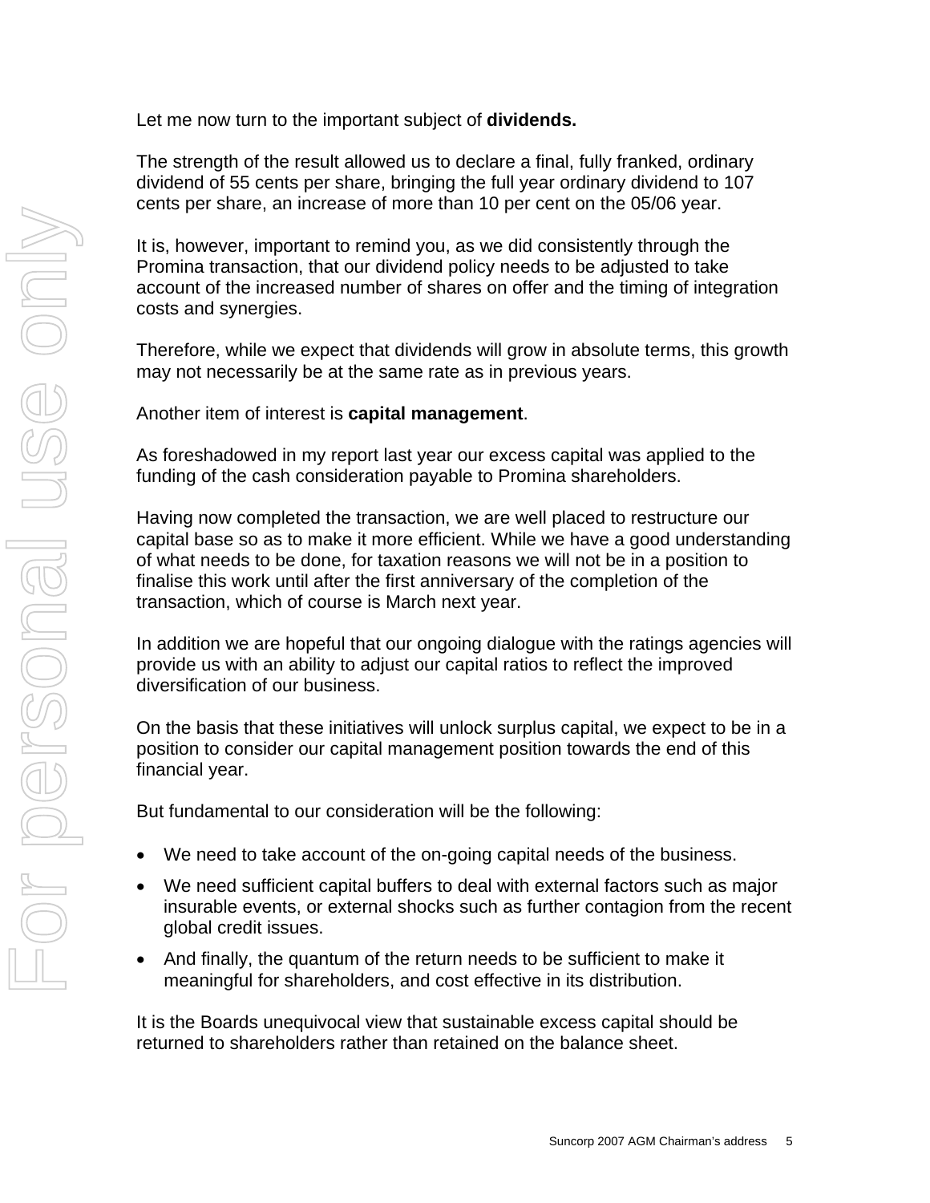Let me now turn to the important subject of **dividends.**

The strength of the result allowed us to declare a final, fully franked, ordinary dividend of 55 cents per share, bringing the full year ordinary dividend to 107 cents per share, an increase of more than 10 per cent on the 05/06 year.

It is, however, important to remind you, as we did consistently through the Promina transaction, that our dividend policy needs to be adjusted to take account of the increased number of shares on offer and the timing of integration costs and synergies.

Therefore, while we expect that dividends will grow in absolute terms, this growth may not necessarily be at the same rate as in previous years.

Another item of interest is **capital management**.

As foreshadowed in my report last year our excess capital was applied to the funding of the cash consideration payable to Promina shareholders.

Having now completed the transaction, we are well placed to restructure our capital base so as to make it more efficient. While we have a good understanding of what needs to be done, for taxation reasons we will not be in a position to finalise this work until after the first anniversary of the completion of the transaction, which of course is March next year.

In addition we are hopeful that our ongoing dialogue with the ratings agencies will provide us with an ability to adjust our capital ratios to reflect the improved diversification of our business.

On the basis that these initiatives will unlock surplus capital, we expect to be in a position to consider our capital management position towards the end of this financial year.

But fundamental to our consideration will be the following:

- We need to take account of the on-going capital needs of the business.
- We need sufficient capital buffers to deal with external factors such as major insurable events, or external shocks such as further contagion from the recent global credit issues.
- And finally, the quantum of the return needs to be sufficient to make it meaningful for shareholders, and cost effective in its distribution.

It is the Boards unequivocal view that sustainable excess capital should be returned to shareholders rather than retained on the balance sheet.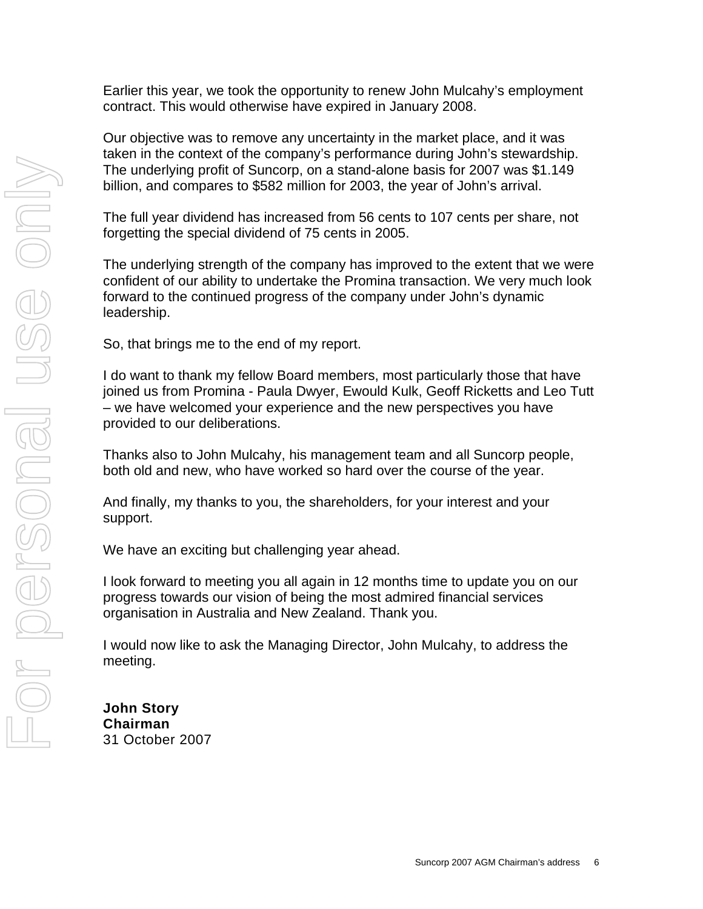Earlier this year, we took the opportunity to renew John Mulcahy's employment contract. This would otherwise have expired in January 2008.

Our objective was to remove any uncertainty in the market place, and it was taken in the context of the company's performance during John's stewardship. The underlying profit of Suncorp, on a stand-alone basis for 2007 was $1.149 billion, and compares to $582 million for 2003, the year of John's arrival.

The full year dividend has increased from 56 cents to 107 cents per share, not forgetting the special dividend of 75 cents in 2005.

The underlying strength of the company has improved to the extent that we were confident of our ability to undertake the Promina transaction. We very much look forward to the continued progress of the company under John's dynamic leadership.

So, that brings me to the end of my report.

I do want to thank my fellow Board members, most particularly those that have joined us from Promina - Paula Dwyer, Ewould Kulk, Geoff Ricketts and Leo Tutt – we have welcomed your experience and the new perspectives you have provided to our deliberations.

Thanks also to John Mulcahy, his management team and all Suncorp people, both old and new, who have worked so hard over the course of the year.

And finally, my thanks to you, the shareholders, for your interest and your support.

We have an exciting but challenging year ahead.

I look forward to meeting you all again in 12 months time to update you on our progress towards our vision of being the most admired financial services organisation in Australia and New Zealand. Thank you.

I would now like to ask the Managing Director, John Mulcahy, to address the meeting.

**John Story**
**Chairman**
31 October 2007